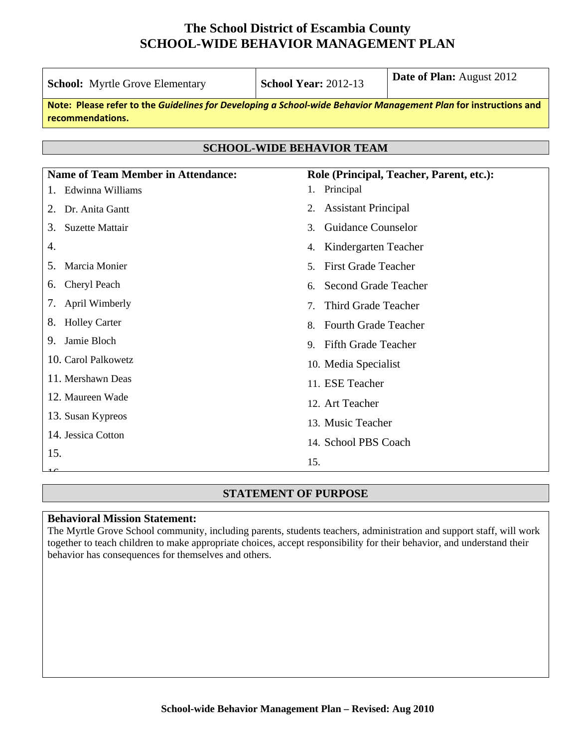# The School District of Escambia County
# SCHOOL-WIDE BEHAVIOR MANAGEMENT PLAN

| **School:** Myrtle Grove Elementary | **School Year:** 2012-13 | **Date of Plan:** August 2012 |
|---|---|---|

**Note: Please refer to the *Guidelines for Developing a School-wide Behavior Management Plan* for instructions and recommendations.**

## SCHOOL-WIDE BEHAVIOR TEAM

| Name of Team Member in Attendance: | Role (Principal, Teacher, Parent, etc.): |
|---|---|
| 1. Edwinna Williams | 1. Principal |
| 2. Dr. Anita Gantt | 2. Assistant Principal |
| 3. Suzette Mattair | 3. Guidance Counselor |
| 4. | 4. Kindergarten Teacher |
| 5. Marcia Monier | 5. First Grade Teacher |
| 6. Cheryl Peach | 6. Second Grade Teacher |
| 7. April Wimberly | 7. Third Grade Teacher |
| 8. Holley Carter | 8. Fourth Grade Teacher |
| 9. Jamie Bloch | 9. Fifth Grade Teacher |
| 10. Carol Palkowetz | 10. Media Specialist |
| 11. Mershawn Deas | 11. ESE Teacher |
| 12. Maureen Wade | 12. Art Teacher |
| 13. Susan Kypreos | 13. Music Teacher |
| 14. Jessica Cotton | 14. School PBS Coach |
| 15. | 15. |

## STATEMENT OF PURPOSE

**Behavioral Mission Statement:**
The Myrtle Grove School community, including parents, students teachers, administration and support staff, will work together to teach children to make appropriate choices, accept responsibility for their behavior, and understand their behavior has consequences for themselves and others.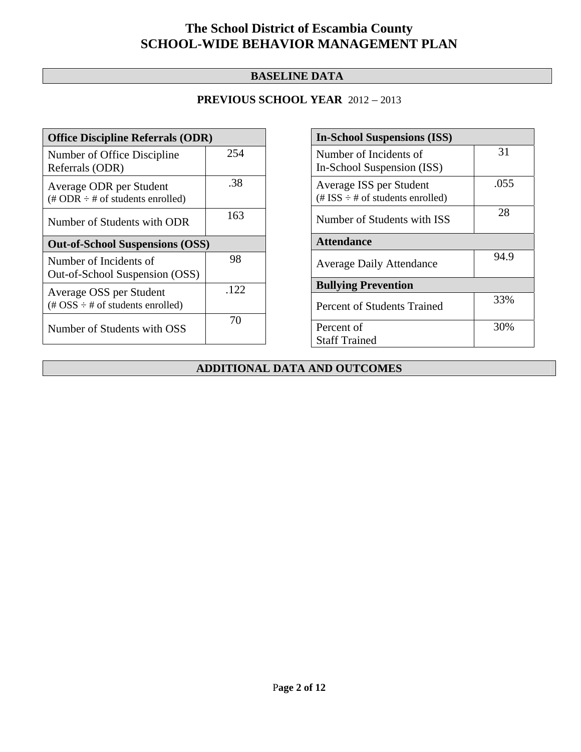# The School District of Escambia County
# SCHOOL-WIDE BEHAVIOR MANAGEMENT PLAN

## BASELINE DATA

**PREVIOUS SCHOOL YEAR** 2012 – 2013

| Office Discipline Referrals (ODR) | |
|---|---|
| Number of Office Discipline Referrals (ODR) | 254 |
| Average ODR per Student (# ODR ÷ # of students enrolled) | .38 |
| Number of Students with ODR | 163 |
| **Out-of-School Suspensions (OSS)** | |
| Number of Incidents of Out-of-School Suspension (OSS) | 98 |
| Average OSS per Student (# OSS ÷ # of students enrolled) | .122 |
| Number of Students with OSS | 70 |

| In-School Suspensions (ISS) | |
|---|---|
| Number of Incidents of In-School Suspension (ISS) | 31 |
| Average ISS per Student (# ISS ÷ # of students enrolled) | .055 |
| Number of Students with ISS | 28 |
| **Attendance** | |
| Average Daily Attendance | 94.9 |
| **Bullying Prevention** | |
| Percent of Students Trained | 33% |
| Percent of Staff Trained | 30% |

## ADDITIONAL DATA AND OUTCOMES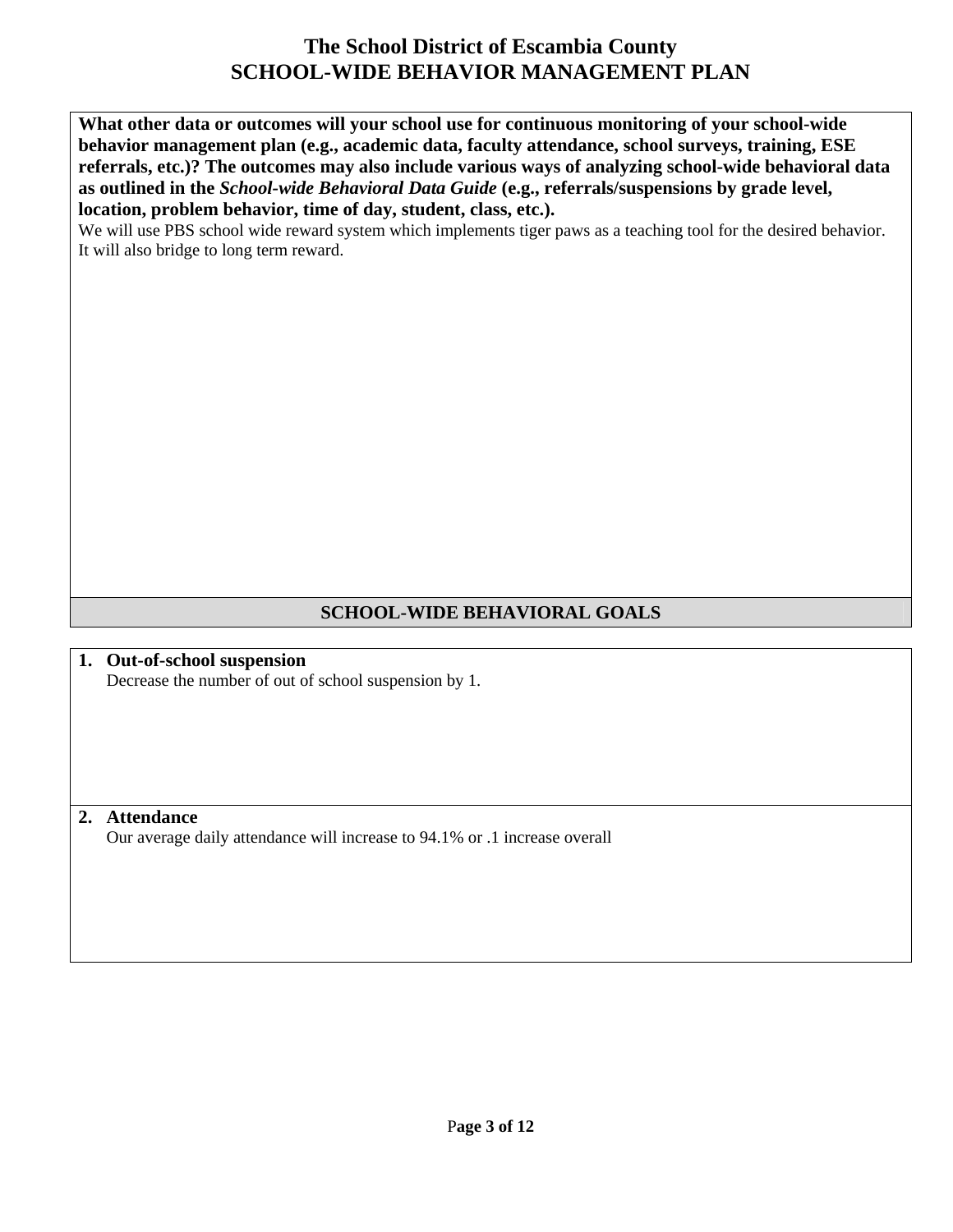# The School District of Escambia County
# SCHOOL-WIDE BEHAVIOR MANAGEMENT PLAN

**What other data or outcomes will your school use for continuous monitoring of your school-wide behavior management plan (e.g., academic data, faculty attendance, school surveys, training, ESE referrals, etc.)? The outcomes may also include various ways of analyzing school-wide behavioral data as outlined in the *School-wide Behavioral Data Guide* (e.g., referrals/suspensions by grade level, location, problem behavior, time of day, student, class, etc.).**

We will use PBS school wide reward system which implements tiger paws as a teaching tool for the desired behavior. It will also bridge to long term reward.

## SCHOOL-WIDE BEHAVIORAL GOALS

1. **Out-of-school suspension**
   Decrease the number of out of school suspension by 1.

2. **Attendance**
   Our average daily attendance will increase to 94.1% or .1 increase overall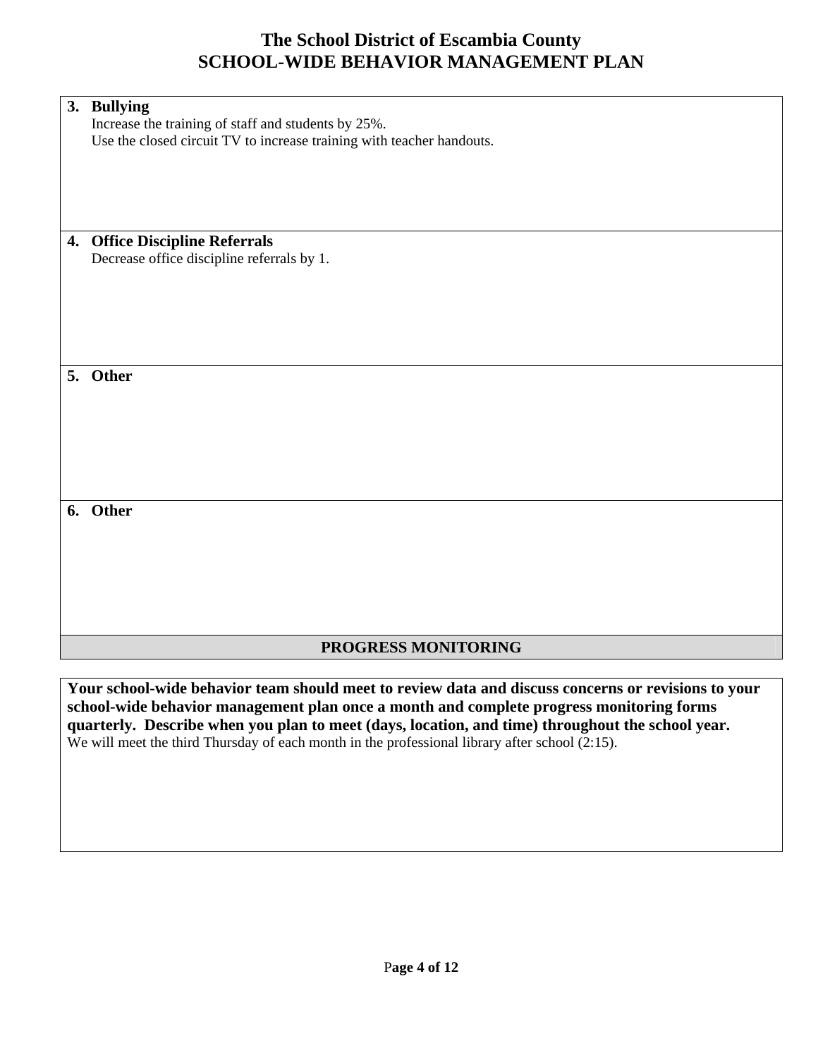# The School District of Escambia County
# SCHOOL-WIDE BEHAVIOR MANAGEMENT PLAN

**3. Bullying**

Increase the training of staff and students by 25%.
Use the closed circuit TV to increase training with teacher handouts.

**4. Office Discipline Referrals**

Decrease office discipline referrals by 1.

**5. Other**

**6. Other**

## PROGRESS MONITORING

**Your school-wide behavior team should meet to review data and discuss concerns or revisions to your school-wide behavior management plan once a month and complete progress monitoring forms quarterly. Describe when you plan to meet (days, location, and time) throughout the school year.**

We will meet the third Thursday of each month in the professional library after school (2:15).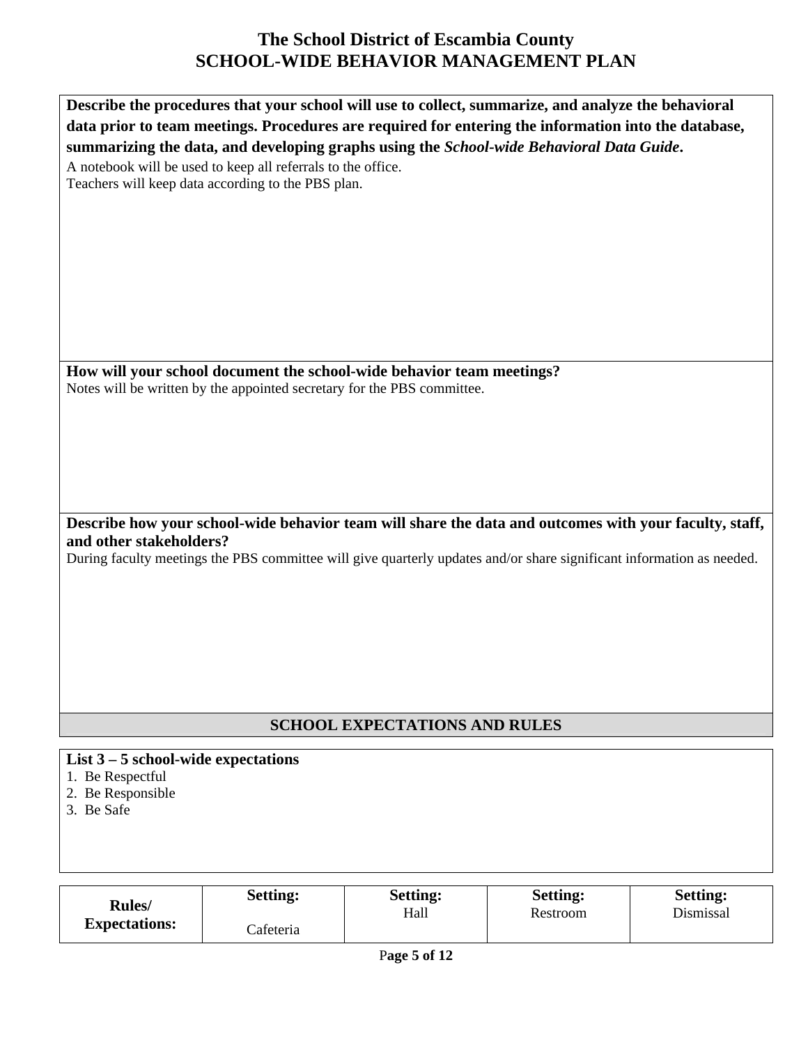# The School District of Escambia County
# SCHOOL-WIDE BEHAVIOR MANAGEMENT PLAN

**Describe the procedures that your school will use to collect, summarize, and analyze the behavioral data prior to team meetings. Procedures are required for entering the information into the database, summarizing the data, and developing graphs using the *School-wide Behavioral Data Guide*.**

A notebook will be used to keep all referrals to the office.
Teachers will keep data according to the PBS plan.

**How will your school document the school-wide behavior team meetings?**

Notes will be written by the appointed secretary for the PBS committee.

**Describe how your school-wide behavior team will share the data and outcomes with your faculty, staff, and other stakeholders?**

During faculty meetings the PBS committee will give quarterly updates and/or share significant information as needed.

## SCHOOL EXPECTATIONS AND RULES

**List 3 – 5 school-wide expectations**

1. Be Respectful
2. Be Responsible
3. Be Safe

| Rules/ Expectations: | Setting: Cafeteria | Setting: Hall | Setting: Restroom | Setting: Dismissal |
|---|---|---|---|---|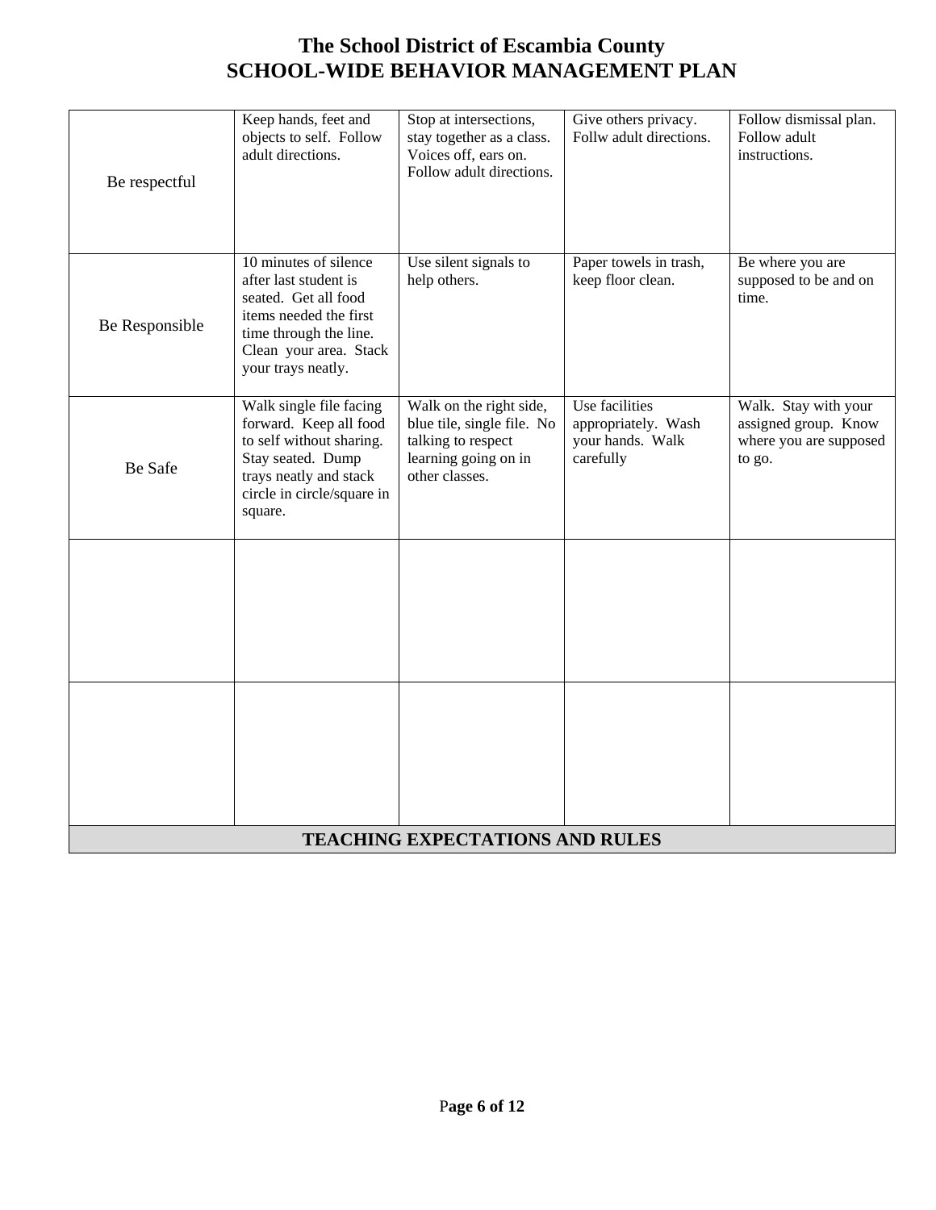# The School District of Escambia County
# SCHOOL-WIDE BEHAVIOR MANAGEMENT PLAN

| | | | | |
|---|---|---|---|---|
| Be respectful | Keep hands, feet and objects to self. Follow adult directions. | Stop at intersections, stay together as a class. Voices off, ears on. Follow adult directions. | Give others privacy. Follw adult directions. | Follow dismissal plan. Follow adult instructions. |
| Be Responsible | 10 minutes of silence after last student is seated. Get all food items needed the first time through the line. Clean your area. Stack your trays neatly. | Use silent signals to help others. | Paper towels in trash, keep floor clean. | Be where you are supposed to be and on time. |
| Be Safe | Walk single file facing forward. Keep all food to self without sharing. Stay seated. Dump trays neatly and stack circle in circle/square in square. | Walk on the right side, blue tile, single file. No talking to respect learning going on in other classes. | Use facilities appropriately. Wash your hands. Walk carefully | Walk. Stay with your assigned group. Know where you are supposed to go. |
| | | | | |
| | | | | |

**TEACHING EXPECTATIONS AND RULES**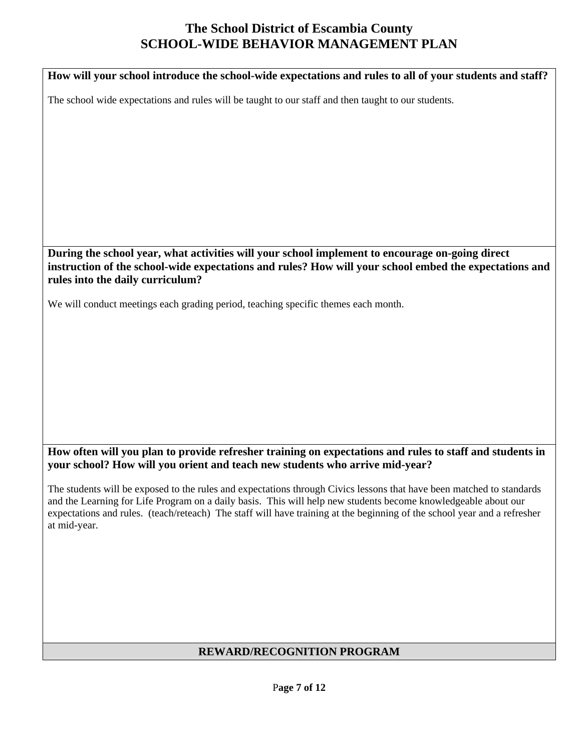**How will your school introduce the school-wide expectations and rules to all of your students and staff?**

The school wide expectations and rules will be taught to our staff and then taught to our students.

**During the school year, what activities will your school implement to encourage on-going direct instruction of the school-wide expectations and rules? How will your school embed the expectations and rules into the daily curriculum?**

We will conduct meetings each grading period, teaching specific themes each month.

**How often will you plan to provide refresher training on expectations and rules to staff and students in your school? How will you orient and teach new students who arrive mid-year?**

The students will be exposed to the rules and expectations through Civics lessons that have been matched to standards and the Learning for Life Program on a daily basis. This will help new students become knowledgeable about our expectations and rules. (teach/reteach) The staff will have training at the beginning of the school year and a refresher at mid-year.

## REWARD/RECOGNITION PROGRAM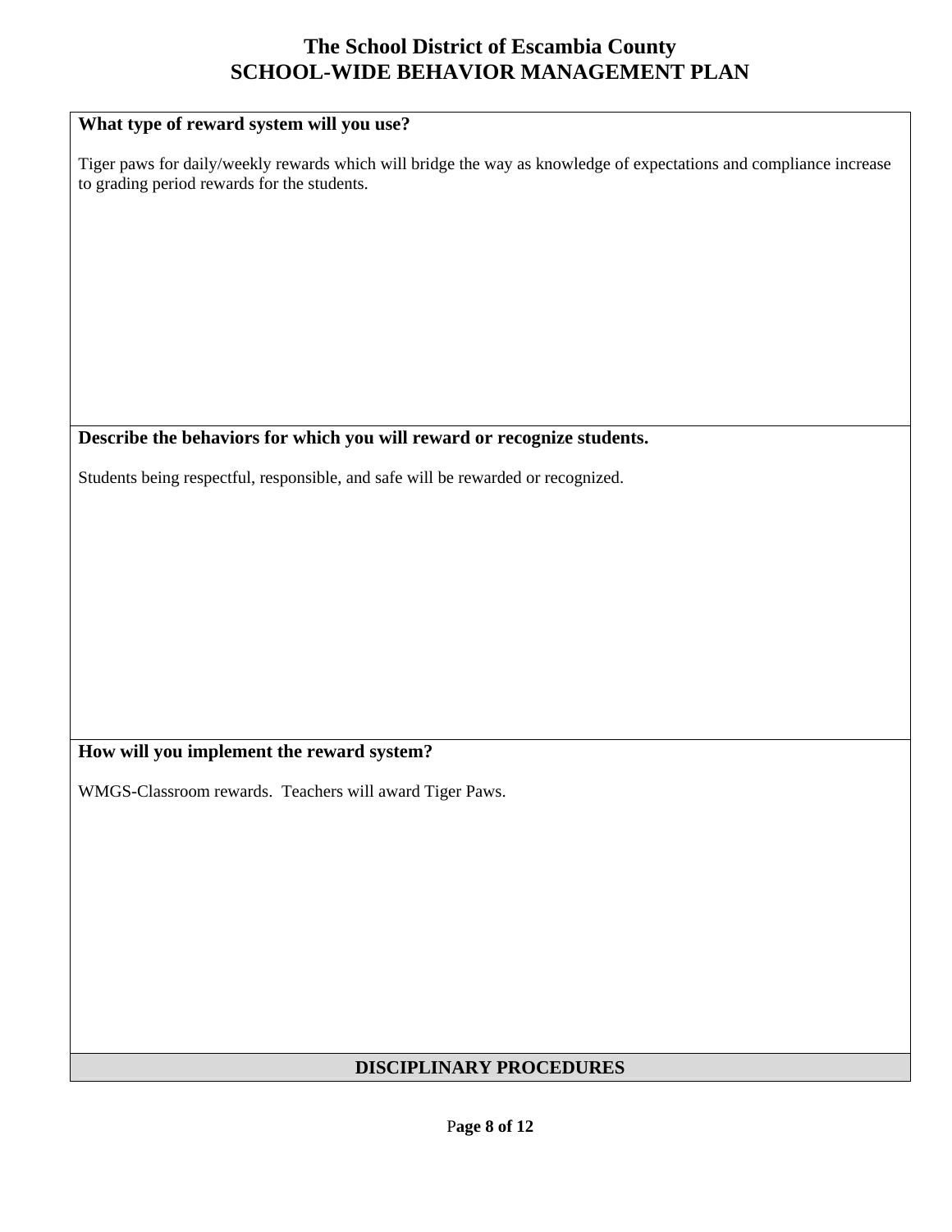# The School District of Escambia County
## SCHOOL-WIDE BEHAVIOR MANAGEMENT PLAN

**What type of reward system will you use?**

Tiger paws for daily/weekly rewards which will bridge the way as knowledge of expectations and compliance increase to grading period rewards for the students.

**Describe the behaviors for which you will reward or recognize students.**

Students being respectful, responsible, and safe will be rewarded or recognized.

**How will you implement the reward system?**

WMGS-Classroom rewards. Teachers will award Tiger Paws.

## DISCIPLINARY PROCEDURES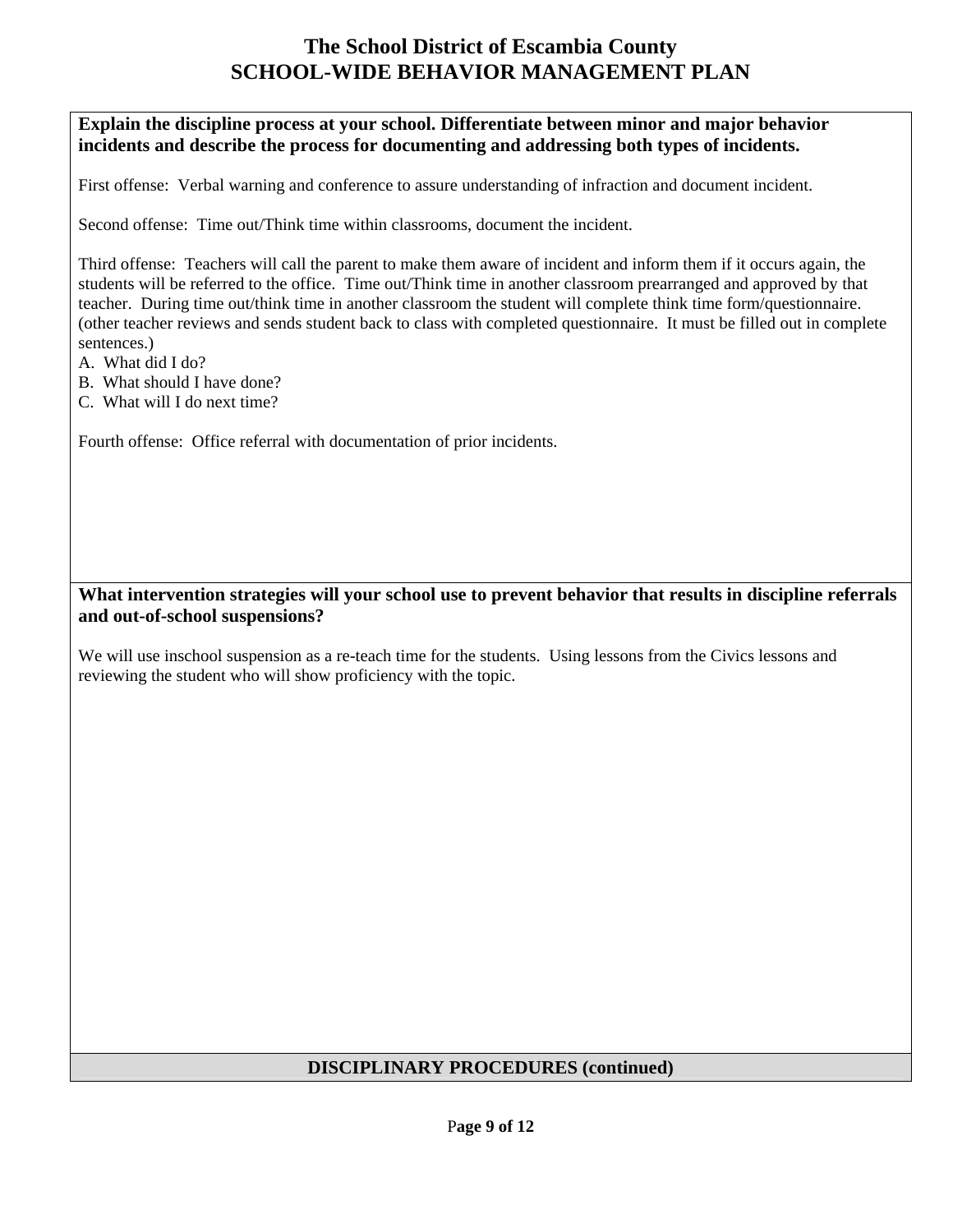**Explain the discipline process at your school. Differentiate between minor and major behavior incidents and describe the process for documenting and addressing both types of incidents.**

First offense: Verbal warning and conference to assure understanding of infraction and document incident.

Second offense: Time out/Think time within classrooms, document the incident.

Third offense: Teachers will call the parent to make them aware of incident and inform them if it occurs again, the students will be referred to the office. Time out/Think time in another classroom prearranged and approved by that teacher. During time out/think time in another classroom the student will complete think time form/questionnaire. (other teacher reviews and sends student back to class with completed questionnaire. It must be filled out in complete sentences.)

A. What did I do?
B. What should I have done?
C. What will I do next time?

Fourth offense: Office referral with documentation of prior incidents.

**What intervention strategies will your school use to prevent behavior that results in discipline referrals and out-of-school suspensions?**

We will use inschool suspension as a re-teach time for the students. Using lessons from the Civics lessons and reviewing the student who will show proficiency with the topic.

**DISCIPLINARY PROCEDURES (continued)**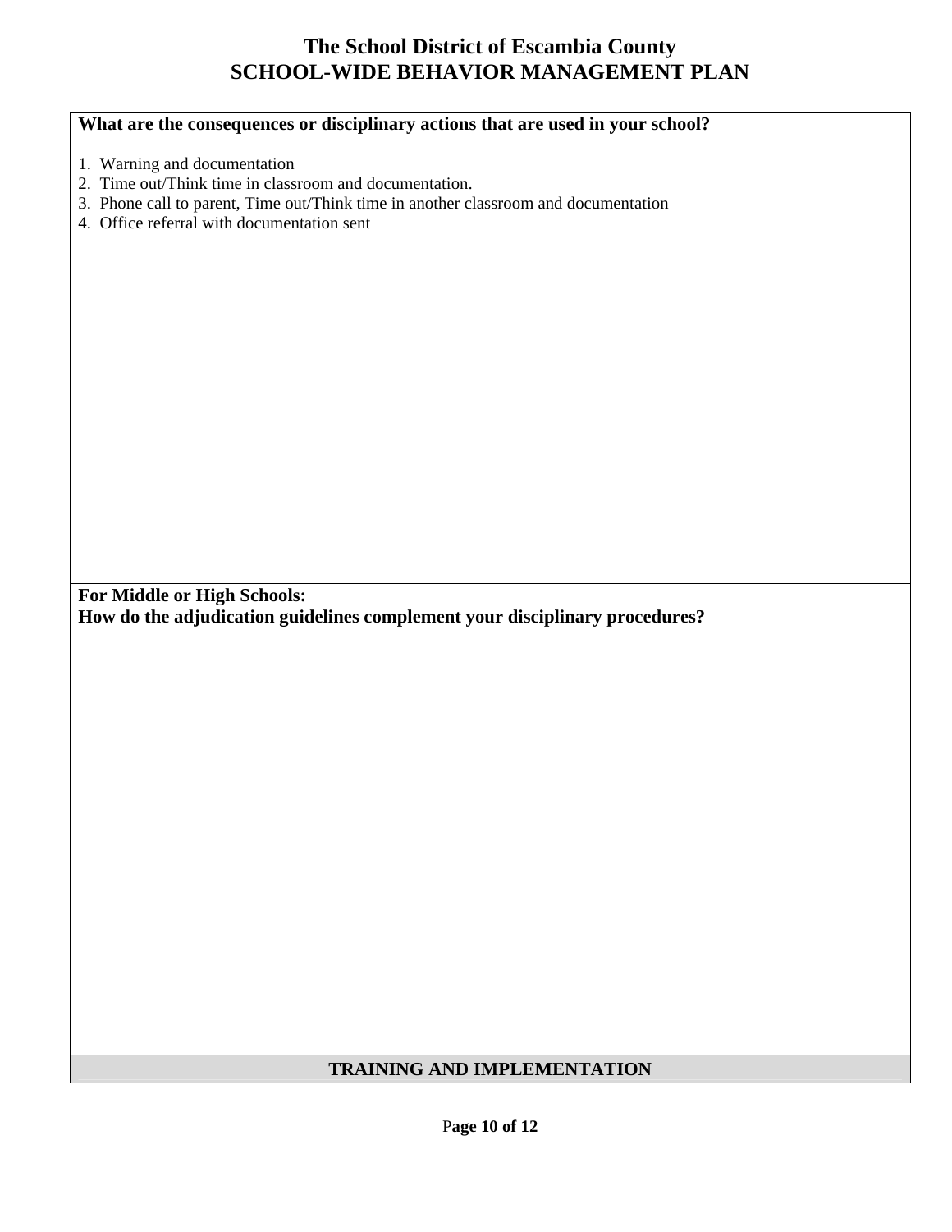**What are the consequences or disciplinary actions that are used in your school?**

1. Warning and documentation
2. Time out/Think time in classroom and documentation.
3. Phone call to parent, Time out/Think time in another classroom and documentation
4. Office referral with documentation sent

**For Middle or High Schools:**
**How do the adjudication guidelines complement your disciplinary procedures?**

## TRAINING AND IMPLEMENTATION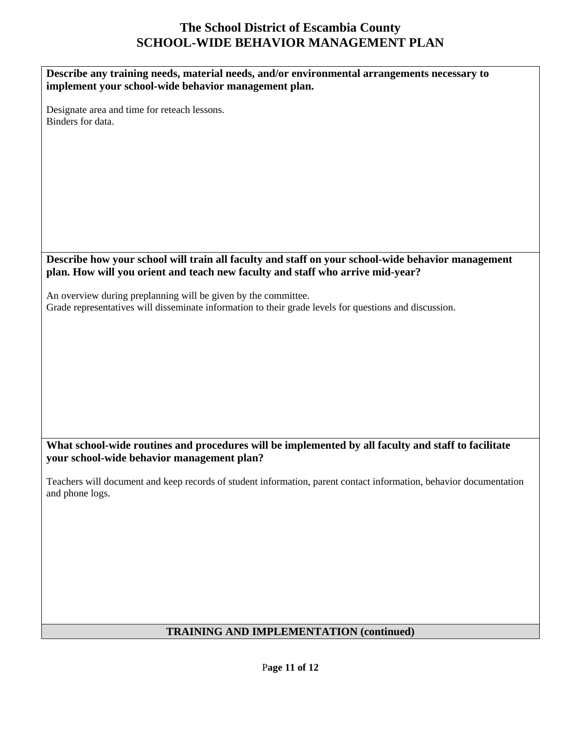# The School District of Escambia County
## SCHOOL-WIDE BEHAVIOR MANAGEMENT PLAN

**Describe any training needs, material needs, and/or environmental arrangements necessary to implement your school-wide behavior management plan.**

Designate area and time for reteach lessons.
Binders for data.

**Describe how your school will train all faculty and staff on your school-wide behavior management plan. How will you orient and teach new faculty and staff who arrive mid-year?**

An overview during preplanning will be given by the committee.
Grade representatives will disseminate information to their grade levels for questions and discussion.

**What school-wide routines and procedures will be implemented by all faculty and staff to facilitate your school-wide behavior management plan?**

Teachers will document and keep records of student information, parent contact information, behavior documentation and phone logs.

**TRAINING AND IMPLEMENTATION (continued)**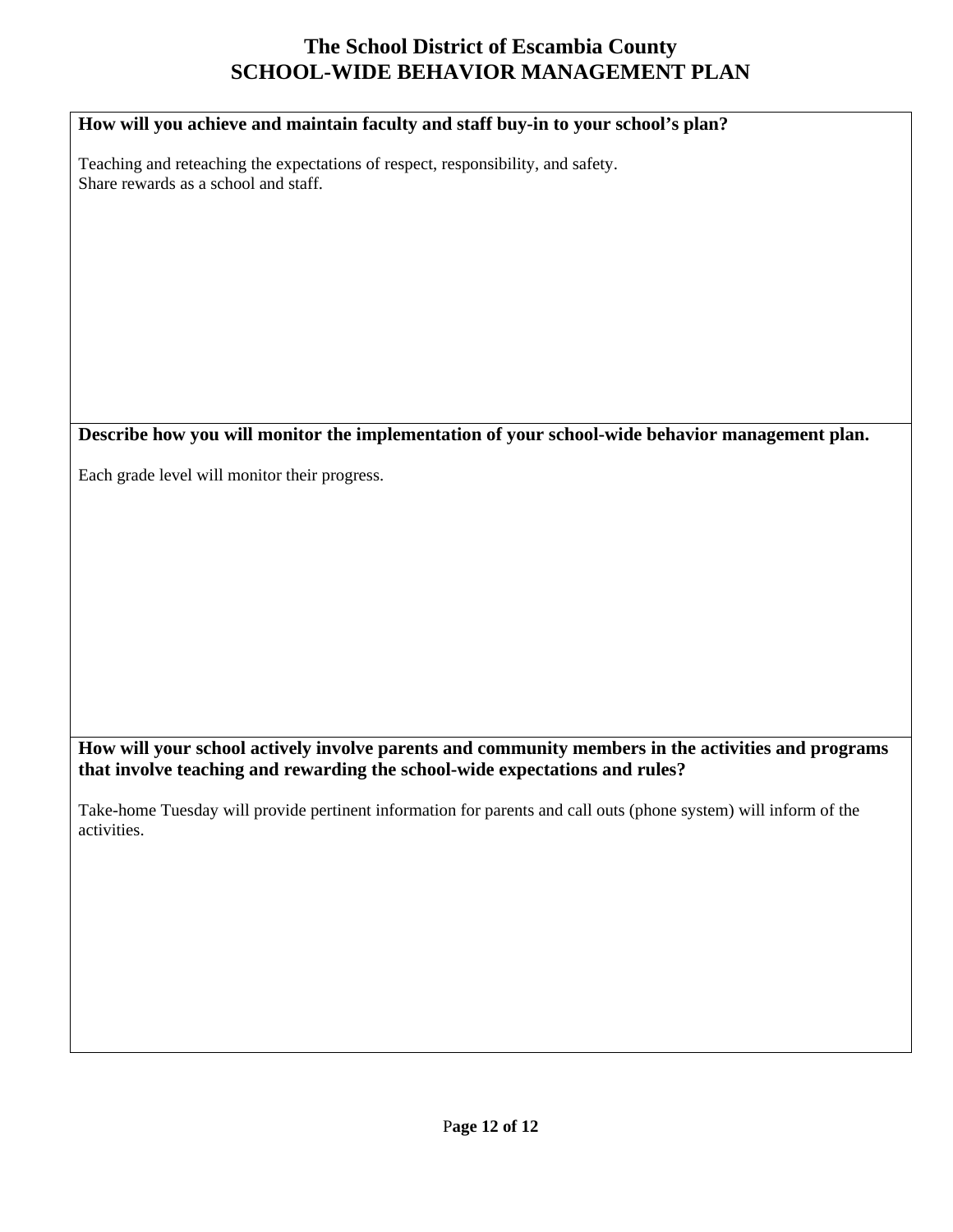# The School District of Escambia County
# SCHOOL-WIDE BEHAVIOR MANAGEMENT PLAN

**How will you achieve and maintain faculty and staff buy-in to your school's plan?**

Teaching and reteaching the expectations of respect, responsibility, and safety.
Share rewards as a school and staff.

**Describe how you will monitor the implementation of your school-wide behavior management plan.**

Each grade level will monitor their progress.

**How will your school actively involve parents and community members in the activities and programs that involve teaching and rewarding the school-wide expectations and rules?**

Take-home Tuesday will provide pertinent information for parents and call outs (phone system) will inform of the activities.